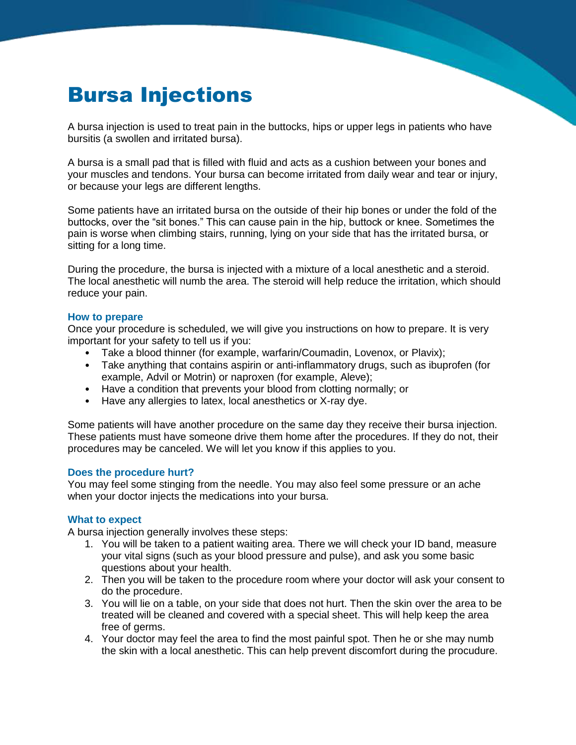# Bursa Injections

A bursa injection is used to treat pain in the buttocks, hips or upper legs in patients who have bursitis (a swollen and irritated bursa).

A bursa is a small pad that is filled with fluid and acts as a cushion between your bones and your muscles and tendons. Your bursa can become irritated from daily wear and tear or injury, or because your legs are different lengths.

Some patients have an irritated bursa on the outside of their hip bones or under the fold of the buttocks, over the "sit bones." This can cause pain in the hip, buttock or knee. Sometimes the pain is worse when climbing stairs, running, lying on your side that has the irritated bursa, or sitting for a long time.

During the procedure, the bursa is injected with a mixture of a local anesthetic and a steroid. The local anesthetic will numb the area. The steroid will help reduce the irritation, which should reduce your pain.

### How to prepare

Once your procedure is scheduled, we will give you instructions on how to prepare. It is very important for your safety to tell us if you:

- Take a blood thinner (for example, warfarin/Coumadin, Lovenox, or Plavix);
- Take anything that contains aspirin or anti-inflammatory drugs, such as ibuprofen (for example, Advil or Motrin) or naproxen (for example, Aleve);
- Have a condition that prevents your blood from clotting normally; or
- Have any allergies to latex, local anesthetics or X-ray dye.

Some patients will have another procedure on the same day they receive their bursa injection. These patients must have someone drive them home after the procedures. If they do not, their procedures may be canceled. We will let you know if this applies to you.

### Does the procedure hurt?

You may feel some stinging from the needle. You may also feel some pressure or an ache when your doctor injects the medications into your bursa.

### What to expect

A bursa injection generally involves these steps:

1. You will be taken to a patient waiting area. There we will check your ID band, measure your vital signs (such as your blood pressure and pulse), and ask you some basic questions about your health.
2. Then you will be taken to the procedure room where your doctor will ask your consent to do the procedure.
3. You will lie on a table, on your side that does not hurt. Then the skin over the area to be treated will be cleaned and covered with a special sheet. This will help keep the area free of germs.
4. Your doctor may feel the area to find the most painful spot. Then he or she may numb the skin with a local anesthetic. This can help prevent discomfort during the procudure.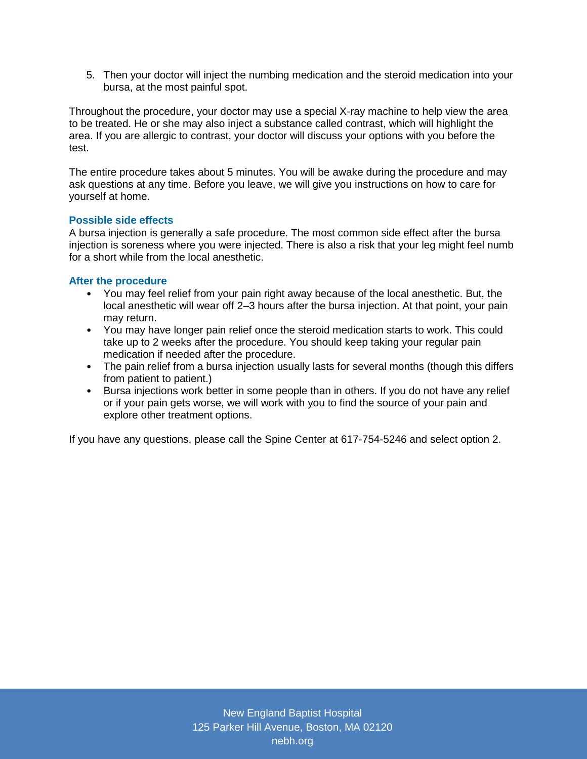5. Then your doctor will inject the numbing medication and the steroid medication into your bursa, at the most painful spot.

Throughout the procedure, your doctor may use a special X-ray machine to help view the area to be treated. He or she may also inject a substance called contrast, which will highlight the area. If you are allergic to contrast, your doctor will discuss your options with you before the test.

The entire procedure takes about 5 minutes. You will be awake during the procedure and may ask questions at any time. Before you leave, we will give you instructions on how to care for yourself at home.

### Possible side effects

A bursa injection is generally a safe procedure. The most common side effect after the bursa injection is soreness where you were injected. There is also a risk that your leg might feel numb for a short while from the local anesthetic.

### After the procedure

- You may feel relief from your pain right away because of the local anesthetic. But, the local anesthetic will wear off 2–3 hours after the bursa injection. At that point, your pain may return.
- You may have longer pain relief once the steroid medication starts to work. This could take up to 2 weeks after the procedure. You should keep taking your regular pain medication if needed after the procedure.
- The pain relief from a bursa injection usually lasts for several months (though this differs from patient to patient.)
- Bursa injections work better in some people than in others. If you do not have any relief or if your pain gets worse, we will work with you to find the source of your pain and explore other treatment options.

If you have any questions, please call the Spine Center at 617-754-5246 and select option 2.